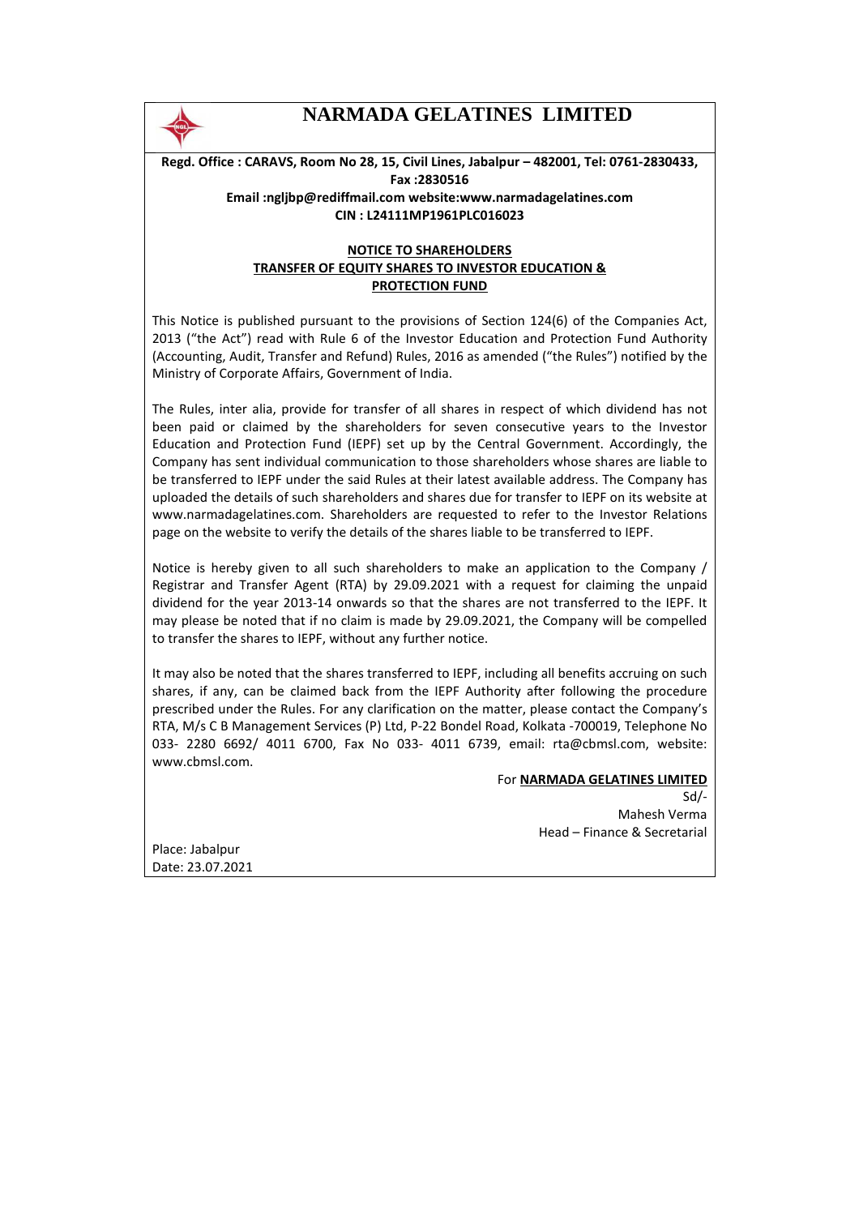# NARMADA GELATINES LIMITED

**Regd. Office : CARAVS, Room No 28, 15, Civil Lines, Jabalpur – 482001, Tel: 0761-2830433, Fax :2830516**

**Email :ngljbp@rediffmail.com website:www.narmadagelatines.com**

**CIN : L24111MP1961PLC016023**

## NOTICE TO SHAREHOLDERS
## TRANSFER OF EQUITY SHARES TO INVESTOR EDUCATION & PROTECTION FUND

This Notice is published pursuant to the provisions of Section 124(6) of the Companies Act, 2013 ("the Act") read with Rule 6 of the Investor Education and Protection Fund Authority (Accounting, Audit, Transfer and Refund) Rules, 2016 as amended ("the Rules") notified by the Ministry of Corporate Affairs, Government of India.

The Rules, inter alia, provide for transfer of all shares in respect of which dividend has not been paid or claimed by the shareholders for seven consecutive years to the Investor Education and Protection Fund (IEPF) set up by the Central Government. Accordingly, the Company has sent individual communication to those shareholders whose shares are liable to be transferred to IEPF under the said Rules at their latest available address. The Company has uploaded the details of such shareholders and shares due for transfer to IEPF on its website at www.narmadagelatines.com. Shareholders are requested to refer to the Investor Relations page on the website to verify the details of the shares liable to be transferred to IEPF.

Notice is hereby given to all such shareholders to make an application to the Company / Registrar and Transfer Agent (RTA) by 29.09.2021 with a request for claiming the unpaid dividend for the year 2013-14 onwards so that the shares are not transferred to the IEPF. It may please be noted that if no claim is made by 29.09.2021, the Company will be compelled to transfer the shares to IEPF, without any further notice.

It may also be noted that the shares transferred to IEPF, including all benefits accruing on such shares, if any, can be claimed back from the IEPF Authority after following the procedure prescribed under the Rules. For any clarification on the matter, please contact the Company's RTA, M/s C B Management Services (P) Ltd, P-22 Bondel Road, Kolkata -700019, Telephone No 033- 2280 6692/ 4011 6700, Fax No 033- 4011 6739, email: rta@cbmsl.com, website: www.cbmsl.com.

For **NARMADA GELATINES LIMITED**

Sd/-

Mahesh Verma

Head – Finance & Secretarial

Place: Jabalpur

Date: 23.07.2021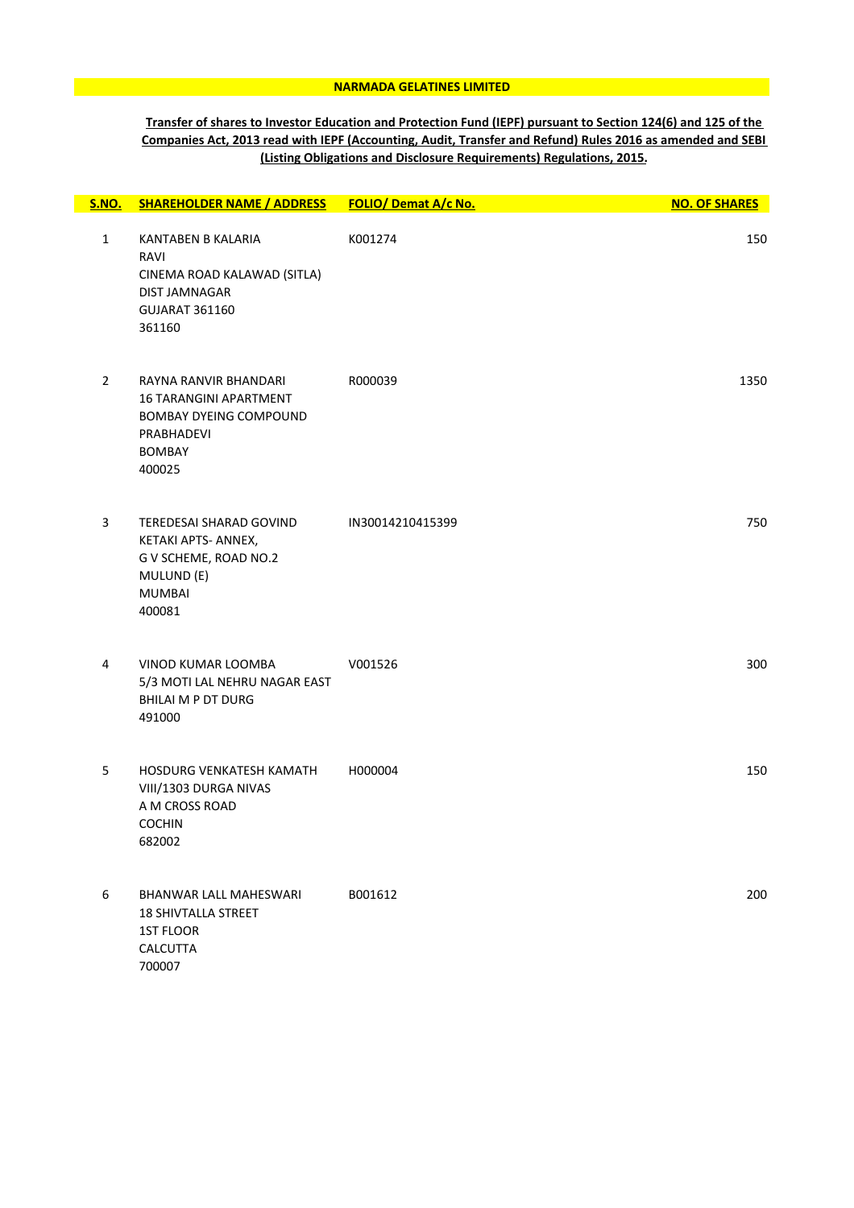**NARMADA GELATINES LIMITED**

**Transfer of shares to Investor Education and Protection Fund (IEPF) pursuant to Section 124(6) and 125 of the Companies Act, 2013 read with IEPF (Accounting, Audit, Transfer and Refund) Rules 2016 as amended and SEBI (Listing Obligations and Disclosure Requirements) Regulations, 2015.**

| S.NO. | SHAREHOLDER NAME / ADDRESS | FOLIO/ Demat A/c No. | NO. OF SHARES |
|---|---|---|---|
| 1 | KANTABEN B KALARIA<br>RAVI<br>CINEMA ROAD KALAWAD (SITLA)<br>DIST JAMNAGAR<br>GUJARAT 361160<br>361160 | K001274 | 150 |
| 2 | RAYNA RANVIR BHANDARI<br>16 TARANGINI APARTMENT<br>BOMBAY DYEING COMPOUND<br>PRABHADEVI<br>BOMBAY<br>400025 | R000039 | 1350 |
| 3 | TEREDESAI SHARAD GOVIND<br>KETAKI APTS- ANNEX,<br>G V SCHEME, ROAD NO.2<br>MULUND (E)<br>MUMBAI<br>400081 | IN30014210415399 | 750 |
| 4 | VINOD KUMAR LOOMBA<br>5/3 MOTI LAL NEHRU NAGAR EAST<br>BHILAI M P DT DURG<br>491000 | V001526 | 300 |
| 5 | HOSDURG VENKATESH KAMATH<br>VIII/1303 DURGA NIVAS<br>A M CROSS ROAD<br>COCHIN<br>682002 | H000004 | 150 |
| 6 | BHANWAR LALL MAHESWARI<br>18 SHIVTALLA STREET<br>1ST FLOOR<br>CALCUTTA<br>700007 | B001612 | 200 |